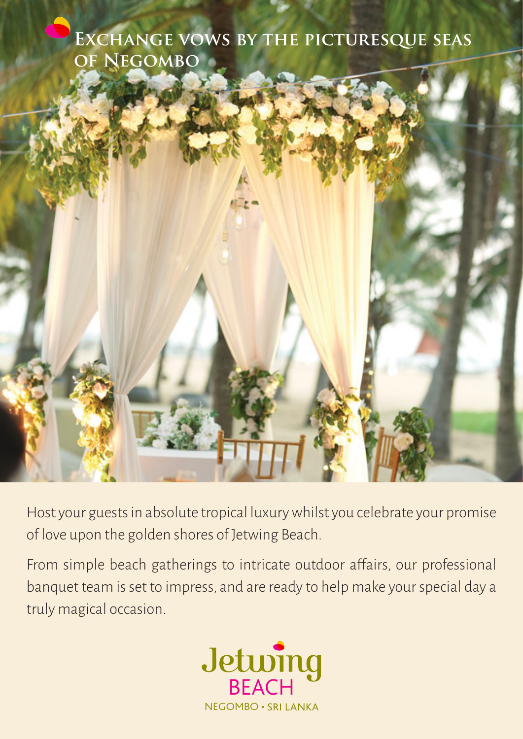# Exchange vows by the picturesque seas of Negombo

Host your guests in absolute tropical luxury whilst you celebrate your promise of love upon the golden shores of Jetwing Beach.

From simple beach gatherings to intricate outdoor affairs, our professional banquet team is set to impress, and are ready to help make your special day a truly magical occasion.

Jetwing
BEACH
NEGOMBO • SRI LANKA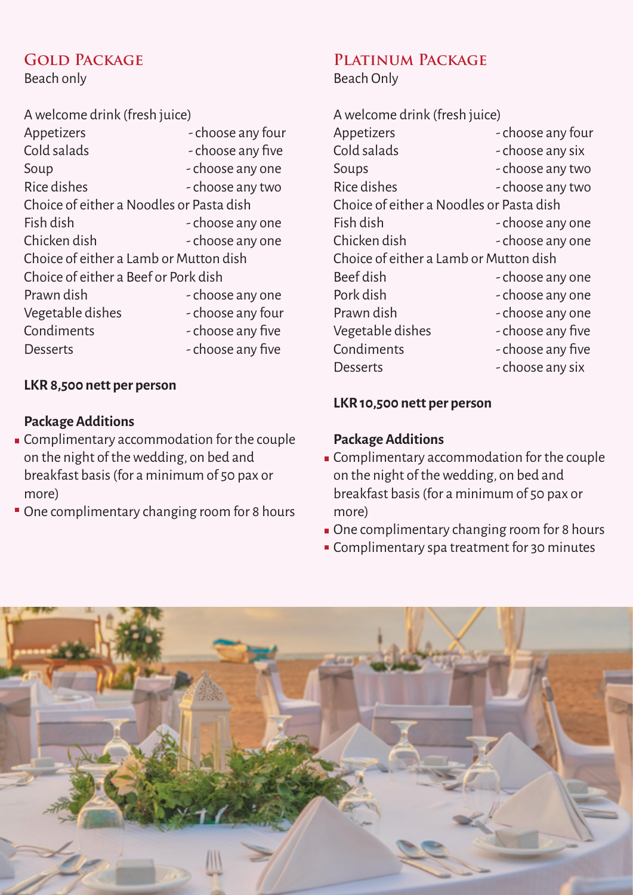## Gold Package

Beach only

A welcome drink (fresh juice)

| | |
|---|---|
| Appetizers | - choose any four |
| Cold salads | - choose any five |
| Soup | - choose any one |
| Rice dishes | - choose any two |
| Choice of either a Noodles or Pasta dish | |
| Fish dish | - choose any one |
| Chicken dish | - choose any one |
| Choice of either a Lamb or Mutton dish | |
| Choice of either a Beef or Pork dish | |
| Prawn dish | - choose any one |
| Vegetable dishes | - choose any four |
| Condiments | - choose any five |
| Desserts | - choose any five |

**LKR 8,500 nett per person**

**Package Additions**

- Complimentary accommodation for the couple on the night of the wedding, on bed and breakfast basis (for a minimum of 50 pax or more)
- One complimentary changing room for 8 hours

## Platinum Package

Beach Only

A welcome drink (fresh juice)

| | |
|---|---|
| Appetizers | - choose any four |
| Cold salads | - choose any six |
| Soups | - choose any two |
| Rice dishes | - choose any two |
| Choice of either a Noodles or Pasta dish | |
| Fish dish | - choose any one |
| Chicken dish | - choose any one |
| Choice of either a Lamb or Mutton dish | |
| Beef dish | - choose any one |
| Pork dish | - choose any one |
| Prawn dish | - choose any one |
| Vegetable dishes | - choose any five |
| Condiments | - choose any five |
| Desserts | - choose any six |

**LKR 10,500 nett per person**

**Package Additions**

- Complimentary accommodation for the couple on the night of the wedding, on bed and breakfast basis (for a minimum of 50 pax or more)
- One complimentary changing room for 8 hours
- Complimentary spa treatment for 30 minutes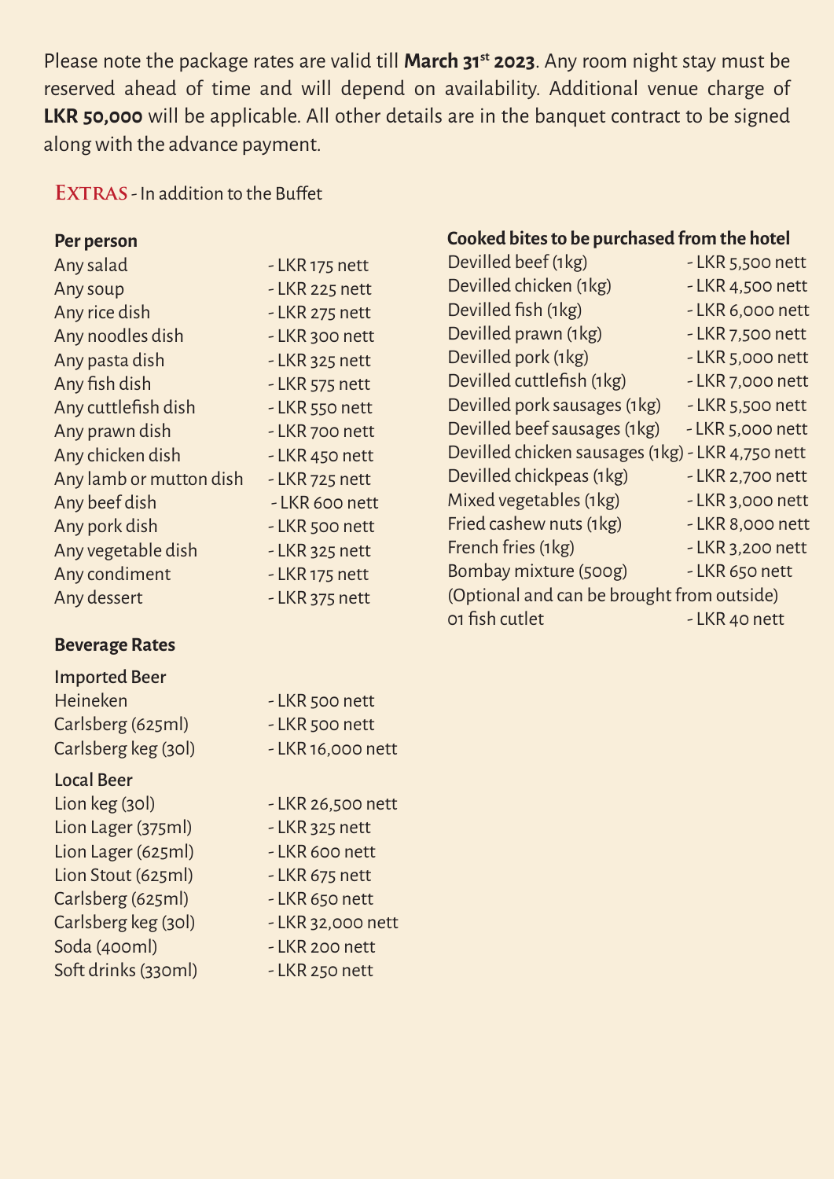Please note the package rates are valid till **March 31st 2023**. Any room night stay must be reserved ahead of time and will depend on availability. Additional venue charge of **LKR 50,000** will be applicable. All other details are in the banquet contract to be signed along with the advance payment.

## EXTRAS - In addition to the Buffet

**Per person**

| Item | Price |
|---|---|
| Any salad | - LKR 175 nett |
| Any soup | - LKR 225 nett |
| Any rice dish | - LKR 275 nett |
| Any noodles dish | - LKR 300 nett |
| Any pasta dish | - LKR 325 nett |
| Any fish dish | - LKR 575 nett |
| Any cuttlefish dish | - LKR 550 nett |
| Any prawn dish | - LKR 700 nett |
| Any chicken dish | - LKR 450 nett |
| Any lamb or mutton dish | - LKR 725 nett |
| Any beef dish | - LKR 600 nett |
| Any pork dish | - LKR 500 nett |
| Any vegetable dish | - LKR 325 nett |
| Any condiment | - LKR 175 nett |
| Any dessert | - LKR 375 nett |

**Beverage Rates**

Imported Beer

| Item | Price |
|---|---|
| Heineken | - LKR 500 nett |
| Carlsberg (625ml) | - LKR 500 nett |
| Carlsberg keg (30l) | - LKR 16,000 nett |

Local Beer

| Item | Price |
|---|---|
| Lion keg (30l) | - LKR 26,500 nett |
| Lion Lager (375ml) | - LKR 325 nett |
| Lion Lager (625ml) | - LKR 600 nett |
| Lion Stout (625ml) | - LKR 675 nett |
| Carlsberg (625ml) | - LKR 650 nett |
| Carlsberg keg (30l) | - LKR 32,000 nett |
| Soda (400ml) | - LKR 200 nett |
| Soft drinks (330ml) | - LKR 250 nett |

**Cooked bites to be purchased from the hotel**

| Item | Price |
|---|---|
| Devilled beef (1kg) | - LKR 5,500 nett |
| Devilled chicken (1kg) | - LKR 4,500 nett |
| Devilled fish (1kg) | - LKR 6,000 nett |
| Devilled prawn (1kg) | - LKR 7,500 nett |
| Devilled pork (1kg) | - LKR 5,000 nett |
| Devilled cuttlefish (1kg) | - LKR 7,000 nett |
| Devilled pork sausages (1kg) | - LKR 5,500 nett |
| Devilled beef sausages (1kg) | - LKR 5,000 nett |
| Devilled chicken sausages (1kg) | - LKR 4,750 nett |
| Devilled chickpeas (1kg) | - LKR 2,700 nett |
| Mixed vegetables (1kg) | - LKR 3,000 nett |
| Fried cashew nuts (1kg) | - LKR 8,000 nett |
| French fries (1kg) | - LKR 3,200 nett |
| Bombay mixture (500g) | - LKR 650 nett |

(Optional and can be brought from outside)

| Item | Price |
|---|---|
| 01 fish cutlet | - LKR 40 nett |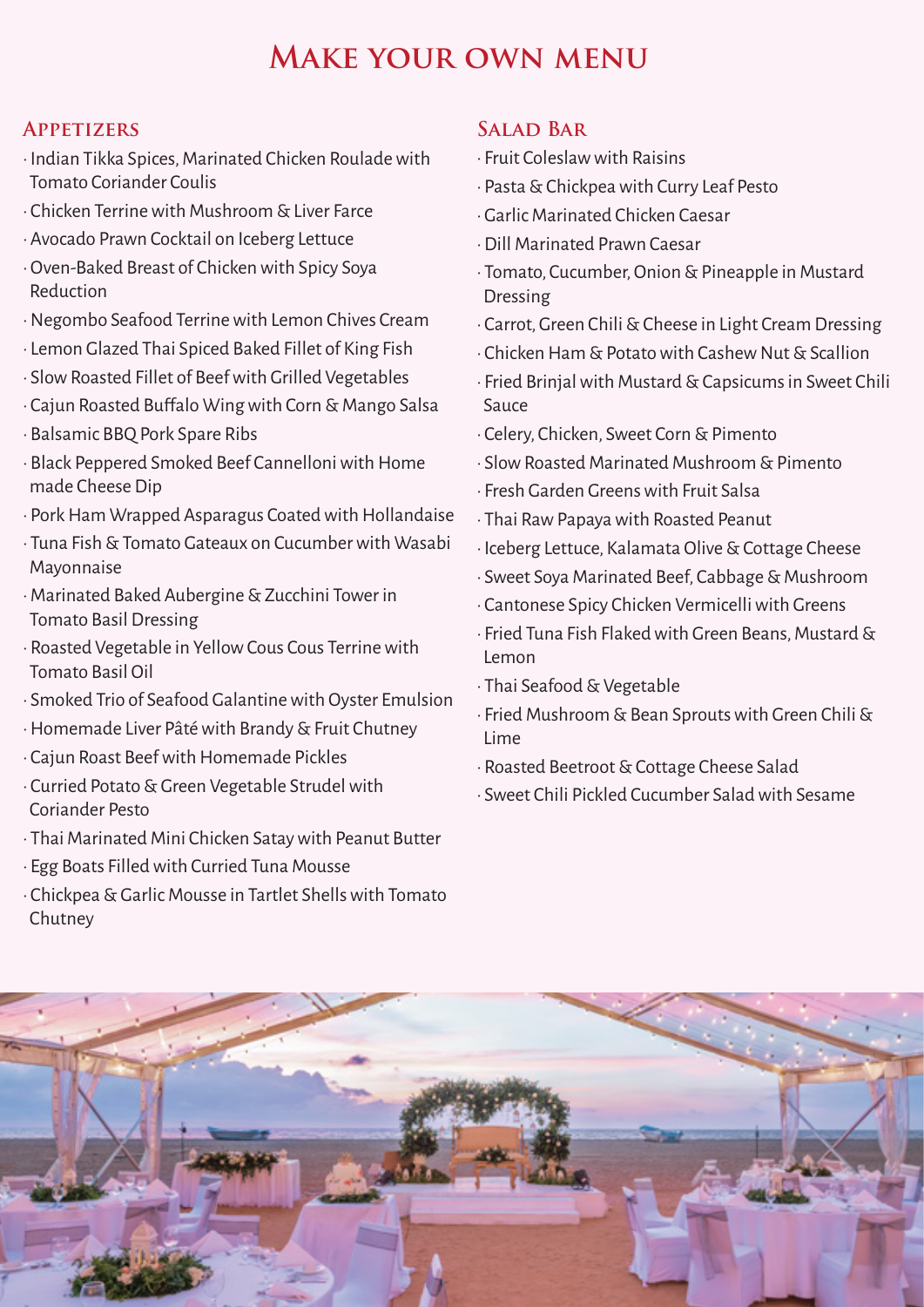# Make your own menu

## Appetizers

- Indian Tikka Spices, Marinated Chicken Roulade with Tomato Coriander Coulis
- Chicken Terrine with Mushroom & Liver Farce
- Avocado Prawn Cocktail on Iceberg Lettuce
- Oven-Baked Breast of Chicken with Spicy Soya Reduction
- Negombo Seafood Terrine with Lemon Chives Cream
- Lemon Glazed Thai Spiced Baked Fillet of King Fish
- Slow Roasted Fillet of Beef with Grilled Vegetables
- Cajun Roasted Buffalo Wing with Corn & Mango Salsa
- Balsamic BBQ Pork Spare Ribs
- Black Peppered Smoked Beef Cannelloni with Home made Cheese Dip
- Pork Ham Wrapped Asparagus Coated with Hollandaise
- Tuna Fish & Tomato Gateaux on Cucumber with Wasabi Mayonnaise
- Marinated Baked Aubergine & Zucchini Tower in Tomato Basil Dressing
- Roasted Vegetable in Yellow Cous Cous Terrine with Tomato Basil Oil
- Smoked Trio of Seafood Galantine with Oyster Emulsion
- Homemade Liver Pâté with Brandy & Fruit Chutney
- Cajun Roast Beef with Homemade Pickles
- Curried Potato & Green Vegetable Strudel with Coriander Pesto
- Thai Marinated Mini Chicken Satay with Peanut Butter
- Egg Boats Filled with Curried Tuna Mousse
- Chickpea & Garlic Mousse in Tartlet Shells with Tomato Chutney

## Salad Bar

- Fruit Coleslaw with Raisins
- Pasta & Chickpea with Curry Leaf Pesto
- Garlic Marinated Chicken Caesar
- Dill Marinated Prawn Caesar
- Tomato, Cucumber, Onion & Pineapple in Mustard Dressing
- Carrot, Green Chili & Cheese in Light Cream Dressing
- Chicken Ham & Potato with Cashew Nut & Scallion
- Fried Brinjal with Mustard & Capsicums in Sweet Chili Sauce
- Celery, Chicken, Sweet Corn & Pimento
- Slow Roasted Marinated Mushroom & Pimento
- Fresh Garden Greens with Fruit Salsa
- Thai Raw Papaya with Roasted Peanut
- Iceberg Lettuce, Kalamata Olive & Cottage Cheese
- Sweet Soya Marinated Beef, Cabbage & Mushroom
- Cantonese Spicy Chicken Vermicelli with Greens
- Fried Tuna Fish Flaked with Green Beans, Mustard & Lemon
- Thai Seafood & Vegetable
- Fried Mushroom & Bean Sprouts with Green Chili & Lime
- Roasted Beetroot & Cottage Cheese Salad
- Sweet Chili Pickled Cucumber Salad with Sesame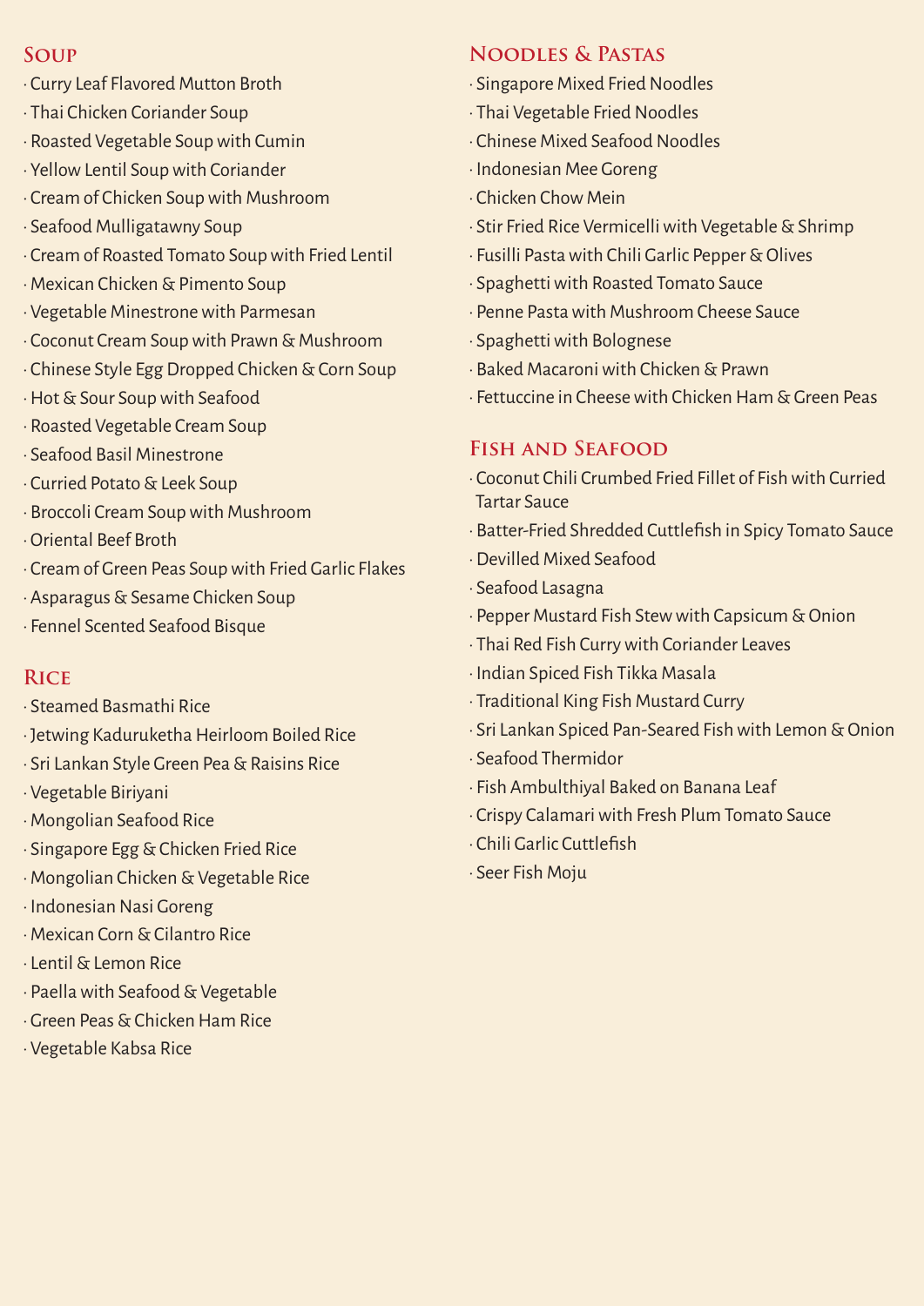## Soup

- Curry Leaf Flavored Mutton Broth
- Thai Chicken Coriander Soup
- Roasted Vegetable Soup with Cumin
- Yellow Lentil Soup with Coriander
- Cream of Chicken Soup with Mushroom
- Seafood Mulligatawny Soup
- Cream of Roasted Tomato Soup with Fried Lentil
- Mexican Chicken & Pimento Soup
- Vegetable Minestrone with Parmesan
- Coconut Cream Soup with Prawn & Mushroom
- Chinese Style Egg Dropped Chicken & Corn Soup
- Hot & Sour Soup with Seafood
- Roasted Vegetable Cream Soup
- Seafood Basil Minestrone
- Curried Potato & Leek Soup
- Broccoli Cream Soup with Mushroom
- Oriental Beef Broth
- Cream of Green Peas Soup with Fried Garlic Flakes
- Asparagus & Sesame Chicken Soup
- Fennel Scented Seafood Bisque

## Rice

- Steamed Basmathi Rice
- Jetwing Kaduruketha Heirloom Boiled Rice
- Sri Lankan Style Green Pea & Raisins Rice
- Vegetable Biriyani
- Mongolian Seafood Rice
- Singapore Egg & Chicken Fried Rice
- Mongolian Chicken & Vegetable Rice
- Indonesian Nasi Goreng
- Mexican Corn & Cilantro Rice
- Lentil & Lemon Rice
- Paella with Seafood & Vegetable
- Green Peas & Chicken Ham Rice
- Vegetable Kabsa Rice

## Noodles & Pastas

- Singapore Mixed Fried Noodles
- Thai Vegetable Fried Noodles
- Chinese Mixed Seafood Noodles
- Indonesian Mee Goreng
- Chicken Chow Mein
- Stir Fried Rice Vermicelli with Vegetable & Shrimp
- Fusilli Pasta with Chili Garlic Pepper & Olives
- Spaghetti with Roasted Tomato Sauce
- Penne Pasta with Mushroom Cheese Sauce
- Spaghetti with Bolognese
- Baked Macaroni with Chicken & Prawn
- Fettuccine in Cheese with Chicken Ham & Green Peas

## Fish and Seafood

- Coconut Chili Crumbed Fried Fillet of Fish with Curried Tartar Sauce
- Batter-Fried Shredded Cuttlefish in Spicy Tomato Sauce
- Devilled Mixed Seafood
- Seafood Lasagna
- Pepper Mustard Fish Stew with Capsicum & Onion
- Thai Red Fish Curry with Coriander Leaves
- Indian Spiced Fish Tikka Masala
- Traditional King Fish Mustard Curry
- Sri Lankan Spiced Pan-Seared Fish with Lemon & Onion
- Seafood Thermidor
- Fish Ambulthiyal Baked on Banana Leaf
- Crispy Calamari with Fresh Plum Tomato Sauce
- Chili Garlic Cuttlefish
- Seer Fish Moju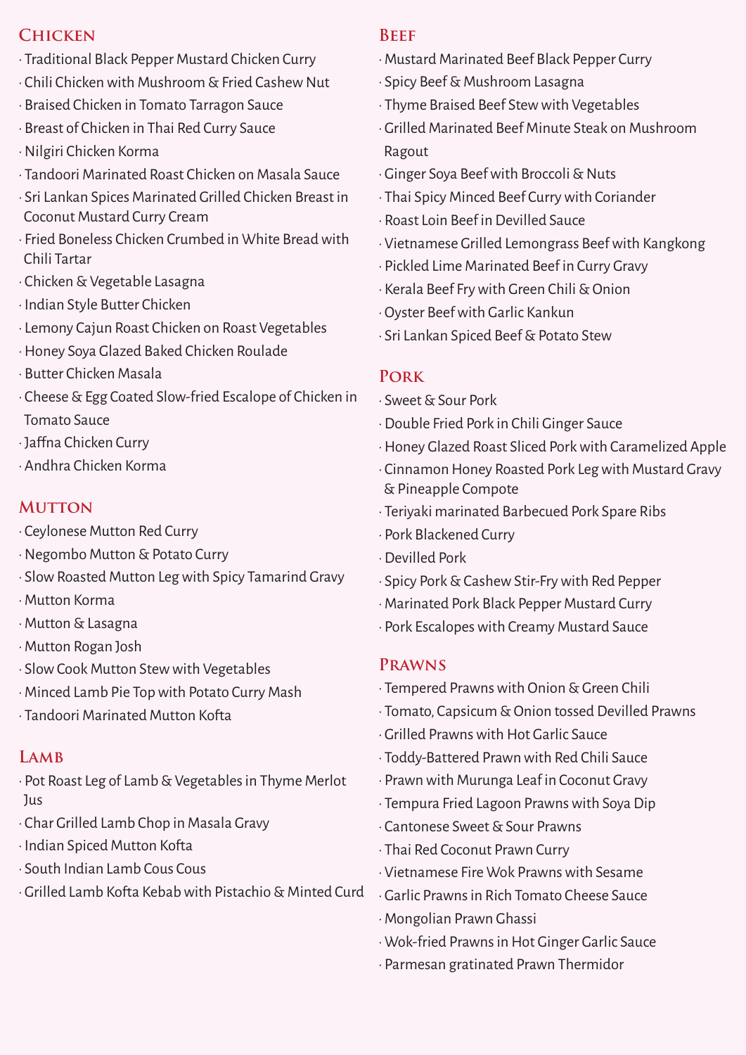## Chicken

- Traditional Black Pepper Mustard Chicken Curry
- Chili Chicken with Mushroom & Fried Cashew Nut
- Braised Chicken in Tomato Tarragon Sauce
- Breast of Chicken in Thai Red Curry Sauce
- Nilgiri Chicken Korma
- Tandoori Marinated Roast Chicken on Masala Sauce
- Sri Lankan Spices Marinated Grilled Chicken Breast in Coconut Mustard Curry Cream
- Fried Boneless Chicken Crumbed in White Bread with Chili Tartar
- Chicken & Vegetable Lasagna
- Indian Style Butter Chicken
- Lemony Cajun Roast Chicken on Roast Vegetables
- Honey Soya Glazed Baked Chicken Roulade
- Butter Chicken Masala
- Cheese & Egg Coated Slow-fried Escalope of Chicken in Tomato Sauce
- Jaffna Chicken Curry
- Andhra Chicken Korma

## Mutton

- Ceylonese Mutton Red Curry
- Negombo Mutton & Potato Curry
- Slow Roasted Mutton Leg with Spicy Tamarind Gravy
- Mutton Korma
- Mutton & Lasagna
- Mutton Rogan Josh
- Slow Cook Mutton Stew with Vegetables
- Minced Lamb Pie Top with Potato Curry Mash
- Tandoori Marinated Mutton Kofta

## Lamb

- Pot Roast Leg of Lamb & Vegetables in Thyme Merlot Jus
- Char Grilled Lamb Chop in Masala Gravy
- Indian Spiced Mutton Kofta
- South Indian Lamb Cous Cous
- Grilled Lamb Kofta Kebab with Pistachio & Minted Curd

## Beef

- Mustard Marinated Beef Black Pepper Curry
- Spicy Beef & Mushroom Lasagna
- Thyme Braised Beef Stew with Vegetables
- Grilled Marinated Beef Minute Steak on Mushroom Ragout
- Ginger Soya Beef with Broccoli & Nuts
- Thai Spicy Minced Beef Curry with Coriander
- Roast Loin Beef in Devilled Sauce
- Vietnamese Grilled Lemongrass Beef with Kangkong
- Pickled Lime Marinated Beef in Curry Gravy
- Kerala Beef Fry with Green Chili & Onion
- Oyster Beef with Garlic Kankun
- Sri Lankan Spiced Beef & Potato Stew

## Pork

- Sweet & Sour Pork
- Double Fried Pork in Chili Ginger Sauce
- Honey Glazed Roast Sliced Pork with Caramelized Apple
- Cinnamon Honey Roasted Pork Leg with Mustard Gravy & Pineapple Compote
- Teriyaki marinated Barbecued Pork Spare Ribs
- Pork Blackened Curry
- Devilled Pork
- Spicy Pork & Cashew Stir-Fry with Red Pepper
- Marinated Pork Black Pepper Mustard Curry
- Pork Escalopes with Creamy Mustard Sauce

## Prawns

- Tempered Prawns with Onion & Green Chili
- Tomato, Capsicum & Onion tossed Devilled Prawns
- Grilled Prawns with Hot Garlic Sauce
- Toddy-Battered Prawn with Red Chili Sauce
- Prawn with Murunga Leaf in Coconut Gravy
- Tempura Fried Lagoon Prawns with Soya Dip
- Cantonese Sweet & Sour Prawns
- Thai Red Coconut Prawn Curry
- Vietnamese Fire Wok Prawns with Sesame
- Garlic Prawns in Rich Tomato Cheese Sauce
- Mongolian Prawn Ghassi
- Wok-fried Prawns in Hot Ginger Garlic Sauce
- Parmesan gratinated Prawn Thermidor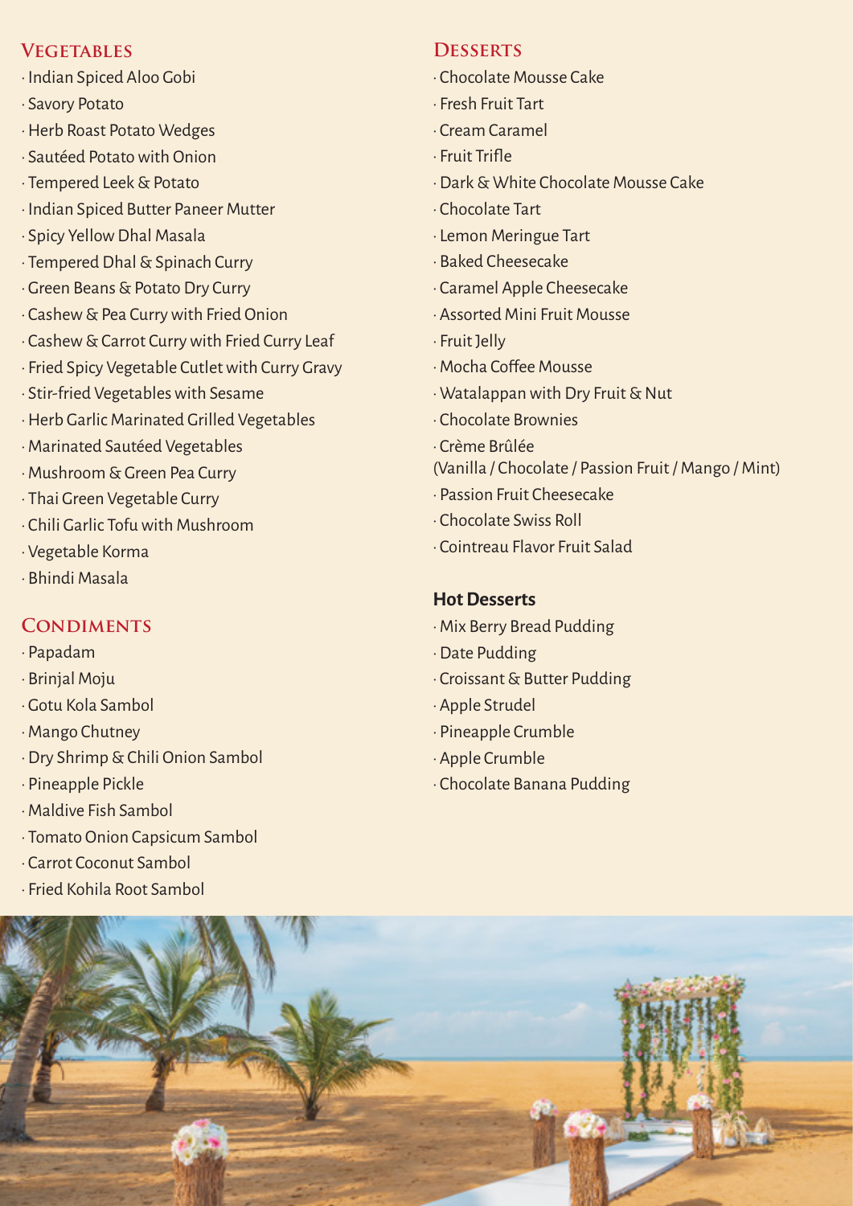## Vegetables

- Indian Spiced Aloo Gobi
- Savory Potato
- Herb Roast Potato Wedges
- Sautéed Potato with Onion
- Tempered Leek & Potato
- Indian Spiced Butter Paneer Mutter
- Spicy Yellow Dhal Masala
- Tempered Dhal & Spinach Curry
- Green Beans & Potato Dry Curry
- Cashew & Pea Curry with Fried Onion
- Cashew & Carrot Curry with Fried Curry Leaf
- Fried Spicy Vegetable Cutlet with Curry Gravy
- Stir-fried Vegetables with Sesame
- Herb Garlic Marinated Grilled Vegetables
- Marinated Sautéed Vegetables
- Mushroom & Green Pea Curry
- Thai Green Vegetable Curry
- Chili Garlic Tofu with Mushroom
- Vegetable Korma
- Bhindi Masala

## Condiments

- Papadam
- Brinjal Moju
- Gotu Kola Sambol
- Mango Chutney
- Dry Shrimp & Chili Onion Sambol
- Pineapple Pickle
- Maldive Fish Sambol
- Tomato Onion Capsicum Sambol
- Carrot Coconut Sambol
- Fried Kohila Root Sambol

## Desserts

- Chocolate Mousse Cake
- Fresh Fruit Tart
- Cream Caramel
- Fruit Trifle
- Dark & White Chocolate Mousse Cake
- Chocolate Tart
- Lemon Meringue Tart
- Baked Cheesecake
- Caramel Apple Cheesecake
- Assorted Mini Fruit Mousse
- Fruit Jelly
- Mocha Coffee Mousse
- Watalappan with Dry Fruit & Nut
- Chocolate Brownies
- Crème Brûlée (Vanilla / Chocolate / Passion Fruit / Mango / Mint)
- Passion Fruit Cheesecake
- Chocolate Swiss Roll
- Cointreau Flavor Fruit Salad

### Hot Desserts

- Mix Berry Bread Pudding
- Date Pudding
- Croissant & Butter Pudding
- Apple Strudel
- Pineapple Crumble
- Apple Crumble
- Chocolate Banana Pudding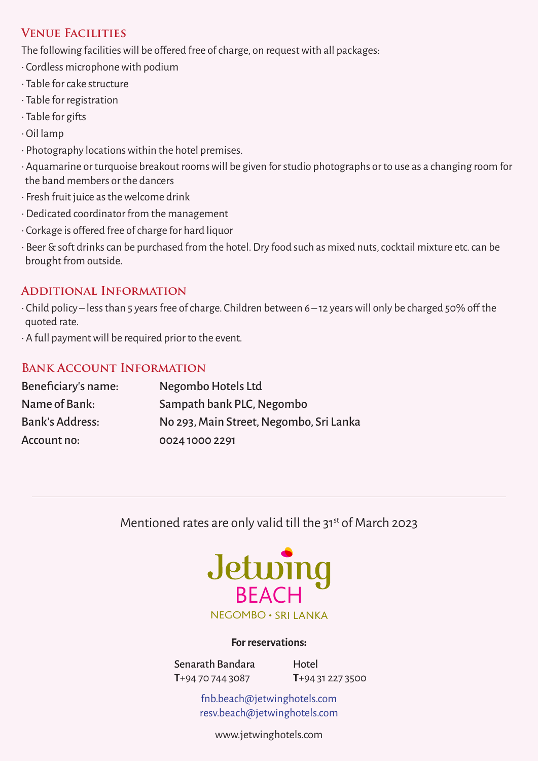## Venue Facilities

The following facilities will be offered free of charge, on request with all packages:

- Cordless microphone with podium
- Table for cake structure
- Table for registration
- Table for gifts
- Oil lamp
- Photography locations within the hotel premises.
- Aquamarine or turquoise breakout rooms will be given for studio photographs or to use as a changing room for the band members or the dancers
- Fresh fruit juice as the welcome drink
- Dedicated coordinator from the management
- Corkage is offered free of charge for hard liquor
- Beer & soft drinks can be purchased from the hotel. Dry food such as mixed nuts, cocktail mixture etc. can be brought from outside.

## Additional Information

- Child policy – less than 5 years free of charge. Children between 6 – 12 years will only be charged 50% off the quoted rate.
- A full payment will be required prior to the event.

## Bank Account Information

| | |
|---|---|
| Beneficiary's name: | Negombo Hotels Ltd |
| Name of Bank: | Sampath bank PLC, Negombo |
| Bank's Address: | No 293, Main Street, Negombo, Sri Lanka |
| Account no: | 0024 1000 2291 |

---

Mentioned rates are only valid till the 31st of March 2023

Jetwing BEACH
NEGOMBO • SRI LANKA

**For reservations:**

Senarath Bandara
**T**+94 70 744 3087

Hotel
**T**+94 31 227 3500

fnb.beach@jetwinghotels.com
resv.beach@jetwinghotels.com

www.jetwinghotels.com